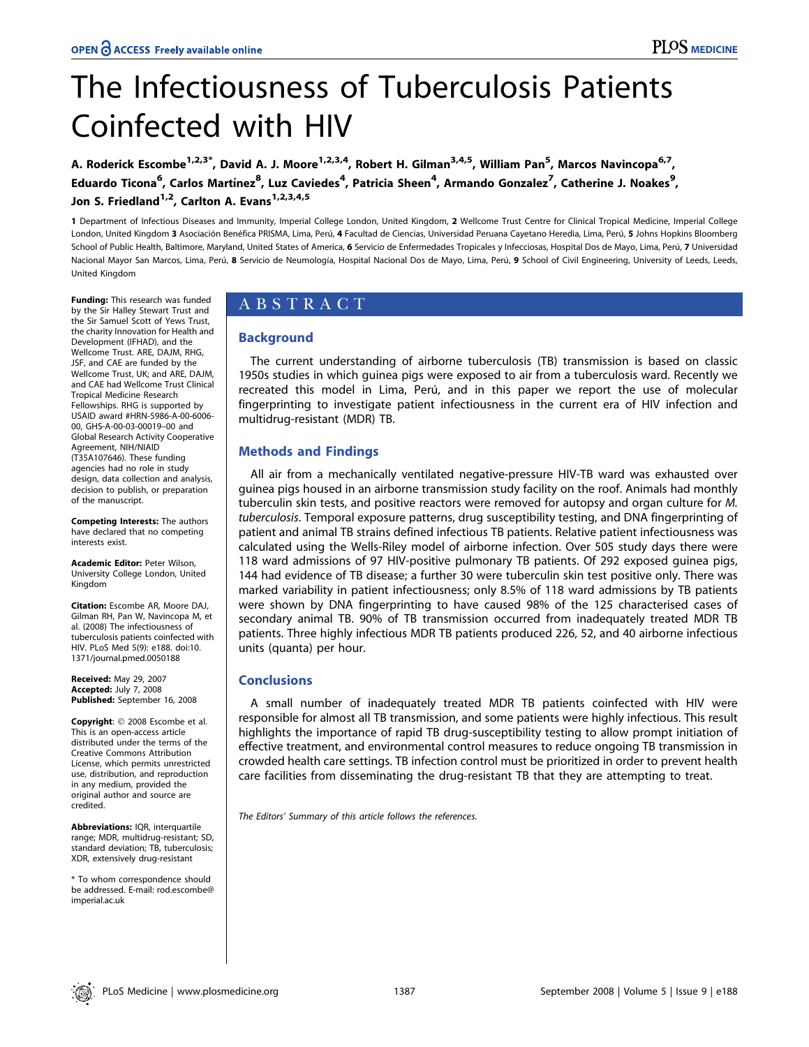# The Infectiousness of Tuberculosis Patients Coinfected with HIV

**A. Roderick Escombe[1,2,3*], David A. J. Moore[1,2,3,4], Robert H. Gilman[3,4,5], William Pan[5], Marcos Navincopa[6,7], Eduardo Ticona[6], Carlos Martínez[8], Luz Caviedes[4], Patricia Sheen[4], Armando Gonzalez[7], Catherine J. Noakes[9], Jon S. Friedland[1,2], Carlton A. Evans[1,2,3,4,5]**

**1** Department of Infectious Diseases and Immunity, Imperial College London, United Kingdom, **2** Wellcome Trust Centre for Clinical Tropical Medicine, Imperial College London, United Kingdom **3** Asociación Benéfica PRISMA, Lima, Perú, **4** Facultad de Ciencias, Universidad Peruana Cayetano Heredia, Lima, Perú, **5** Johns Hopkins Bloomberg School of Public Health, Baltimore, Maryland, United States of America, **6** Servicio de Enfermedades Tropicales y Infecciosas, Hospital Dos de Mayo, Lima, Perú, **7** Universidad Nacional Mayor San Marcos, Lima, Perú, **8** Servicio de Neumología, Hospital Nacional Dos de Mayo, Lima, Perú, **9** School of Civil Engineering, University of Leeds, Leeds, United Kingdom

## ABSTRACT

### Background

The current understanding of airborne tuberculosis (TB) transmission is based on classic 1950s studies in which guinea pigs were exposed to air from a tuberculosis ward. Recently we recreated this model in Lima, Perú, and in this paper we report the use of molecular fingerprinting to investigate patient infectiousness in the current era of HIV infection and multidrug-resistant (MDR) TB.

### Methods and Findings

All air from a mechanically ventilated negative-pressure HIV-TB ward was exhausted over guinea pigs housed in an airborne transmission study facility on the roof. Animals had monthly tuberculin skin tests, and positive reactors were removed for autopsy and organ culture for *M. tuberculosis*. Temporal exposure patterns, drug susceptibility testing, and DNA fingerprinting of patient and animal TB strains defined infectious TB patients. Relative patient infectiousness was calculated using the Wells-Riley model of airborne infection. Over 505 study days there were 118 ward admissions of 97 HIV-positive pulmonary TB patients. Of 292 exposed guinea pigs, 144 had evidence of TB disease; a further 30 were tuberculin skin test positive only. There was marked variability in patient infectiousness; only 8.5% of 118 ward admissions by TB patients were shown by DNA fingerprinting to have caused 98% of the 125 characterised cases of secondary animal TB. 90% of TB transmission occurred from inadequately treated MDR TB patients. Three highly infectious MDR TB patients produced 226, 52, and 40 airborne infectious units (quanta) per hour.

### Conclusions

A small number of inadequately treated MDR TB patients coinfected with HIV were responsible for almost all TB transmission, and some patients were highly infectious. This result highlights the importance of rapid TB drug-susceptibility testing to allow prompt initiation of effective treatment, and environmental control measures to reduce ongoing TB transmission in crowded health care settings. TB infection control must be prioritized in order to prevent health care facilities from disseminating the drug-resistant TB that they are attempting to treat.

*The Editors' Summary of this article follows the references.*

**Funding:** This research was funded by the Sir Halley Stewart Trust and the Sir Samuel Scott of Yews Trust, the charity Innovation for Health and Development (IFHAD), and the Wellcome Trust. ARE, DAJM, RHG, JSF, and CAE are funded by the Wellcome Trust, UK; and ARE, DAJM, and CAE had Wellcome Trust Clinical Tropical Medicine Research Fellowships. RHG is supported by USAID award #HRN-5986-A-00-6006-00, GHS-A-00-03-00019–00 and Global Research Activity Cooperative Agreement, NIH/NIAID (T35A107646). These funding agencies had no role in study design, data collection and analysis, decision to publish, or preparation of the manuscript.

**Competing Interests:** The authors have declared that no competing interests exist.

**Academic Editor:** Peter Wilson, University College London, United Kingdom

**Citation:** Escombe AR, Moore DAJ, Gilman RH, Pan W, Navincopa M, et al. (2008) The infectiousness of tuberculosis patients coinfected with HIV. PLoS Med 5(9): e188. doi:10.1371/journal.pmed.0050188

**Received:** May 29, 2007
**Accepted:** July 7, 2008
**Published:** September 16, 2008

**Copyright:** © 2008 Escombe et al. This is an open-access article distributed under the terms of the Creative Commons Attribution License, which permits unrestricted use, distribution, and reproduction in any medium, provided the original author and source are credited.

**Abbreviations:** IQR, interquartile range; MDR, multidrug-resistant; SD, standard deviation; TB, tuberculosis; XDR, extensively drug-resistant

\* To whom correspondence should be addressed. E-mail: rod.escombe@imperial.ac.uk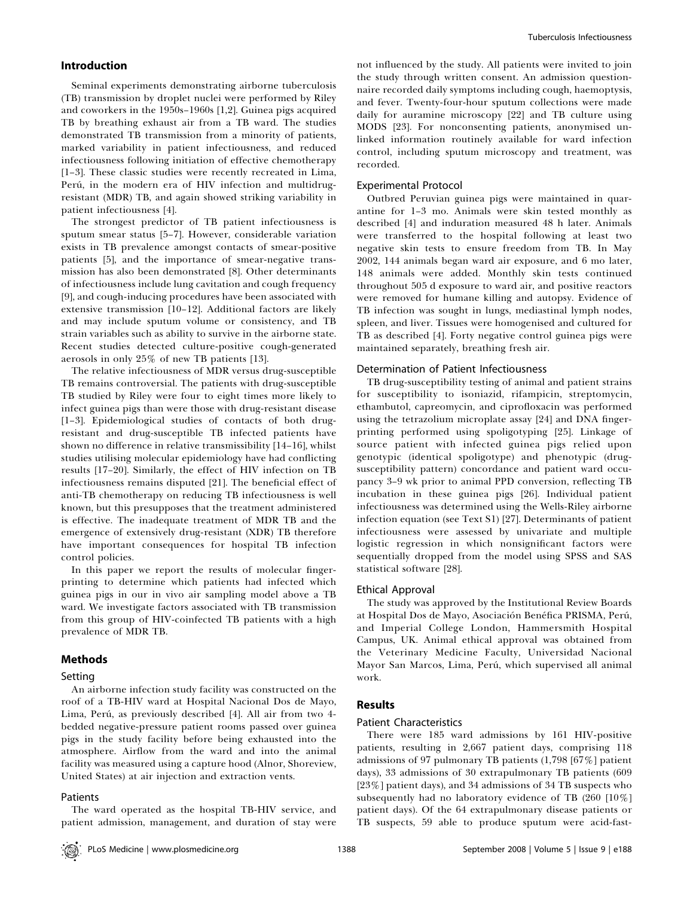## Introduction

Seminal experiments demonstrating airborne tuberculosis (TB) transmission by droplet nuclei were performed by Riley and coworkers in the 1950s–1960s [1,2]. Guinea pigs acquired TB by breathing exhaust air from a TB ward. The studies demonstrated TB transmission from a minority of patients, marked variability in patient infectiousness, and reduced infectiousness following initiation of effective chemotherapy [1–3]. These classic studies were recently recreated in Lima, Perú, in the modern era of HIV infection and multidrug-resistant (MDR) TB, and again showed striking variability in patient infectiousness [4].

The strongest predictor of TB patient infectiousness is sputum smear status [5–7]. However, considerable variation exists in TB prevalence amongst contacts of smear-positive patients [5], and the importance of smear-negative transmission has also been demonstrated [8]. Other determinants of infectiousness include lung cavitation and cough frequency [9], and cough-inducing procedures have been associated with extensive transmission [10–12]. Additional factors are likely and may include sputum volume or consistency, and TB strain variables such as ability to survive in the airborne state. Recent studies detected culture-positive cough-generated aerosols in only 25% of new TB patients [13].

The relative infectiousness of MDR versus drug-susceptible TB remains controversial. The patients with drug-susceptible TB studied by Riley were four to eight times more likely to infect guinea pigs than were those with drug-resistant disease [1–3]. Epidemiological studies of contacts of both drug-resistant and drug-susceptible TB infected patients have shown no difference in relative transmissibility [14–16], whilst studies utilising molecular epidemiology have had conflicting results [17–20]. Similarly, the effect of HIV infection on TB infectiousness remains disputed [21]. The beneficial effect of anti-TB chemotherapy on reducing TB infectiousness is well known, but this presupposes that the treatment administered is effective. The inadequate treatment of MDR TB and the emergence of extensively drug-resistant (XDR) TB therefore have important consequences for hospital TB infection control policies.

In this paper we report the results of molecular fingerprinting to determine which patients had infected which guinea pigs in our in vivo air sampling model above a TB ward. We investigate factors associated with TB transmission from this group of HIV-coinfected TB patients with a high prevalence of MDR TB.

## Methods

### Setting

An airborne infection study facility was constructed on the roof of a TB-HIV ward at Hospital Nacional Dos de Mayo, Lima, Perú, as previously described [4]. All air from two 4-bedded negative-pressure patient rooms passed over guinea pigs in the study facility before being exhausted into the atmosphere. Airflow from the ward and into the animal facility was measured using a capture hood (Alnor, Shoreview, United States) at air injection and extraction vents.

### Patients

The ward operated as the hospital TB-HIV service, and patient admission, management, and duration of stay were not influenced by the study. All patients were invited to join the study through written consent. An admission questionnaire recorded daily symptoms including cough, haemoptysis, and fever. Twenty-four-hour sputum collections were made daily for auramine microscopy [22] and TB culture using MODS [23]. For nonconsenting patients, anonymised unlinked information routinely available for ward infection control, including sputum microscopy and treatment, was recorded.

### Experimental Protocol

Outbred Peruvian guinea pigs were maintained in quarantine for 1–3 mo. Animals were skin tested monthly as described [4] and induration measured 48 h later. Animals were transferred to the hospital following at least two negative skin tests to ensure freedom from TB. In May 2002, 144 animals began ward air exposure, and 6 mo later, 148 animals were added. Monthly skin tests continued throughout 505 d exposure to ward air, and positive reactors were removed for humane killing and autopsy. Evidence of TB infection was sought in lungs, mediastinal lymph nodes, spleen, and liver. Tissues were homogenised and cultured for TB as described [4]. Forty negative control guinea pigs were maintained separately, breathing fresh air.

### Determination of Patient Infectiousness

TB drug-susceptibility testing of animal and patient strains for susceptibility to isoniazid, rifampicin, streptomycin, ethambutol, capreomycin, and ciprofloxacin was performed using the tetrazolium microplate assay [24] and DNA fingerprinting performed using spoligotyping [25]. Linkage of source patient with infected guinea pigs relied upon genotypic (identical spoligotype) and phenotypic (drug-susceptibility pattern) concordance and patient ward occupancy 3–9 wk prior to animal PPD conversion, reflecting TB incubation in these guinea pigs [26]. Individual patient infectiousness was determined using the Wells-Riley airborne infection equation (see Text S1) [27]. Determinants of patient infectiousness were assessed by univariate and multiple logistic regression in which nonsignificant factors were sequentially dropped from the model using SPSS and SAS statistical software [28].

### Ethical Approval

The study was approved by the Institutional Review Boards at Hospital Dos de Mayo, Asociación Benéfica PRISMA, Perú, and Imperial College London, Hammersmith Hospital Campus, UK. Animal ethical approval was obtained from the Veterinary Medicine Faculty, Universidad Nacional Mayor San Marcos, Lima, Perú, which supervised all animal work.

## Results

### Patient Characteristics

There were 185 ward admissions by 161 HIV-positive patients, resulting in 2,667 patient days, comprising 118 admissions of 97 pulmonary TB patients (1,798 [67%] patient days), 33 admissions of 30 extrapulmonary TB patients (609 [23%] patient days), and 34 admissions of 34 TB suspects who subsequently had no laboratory evidence of TB (260 [10%] patient days). Of the 64 extrapulmonary disease patients or TB suspects, 59 able to produce sputum were acid-fast-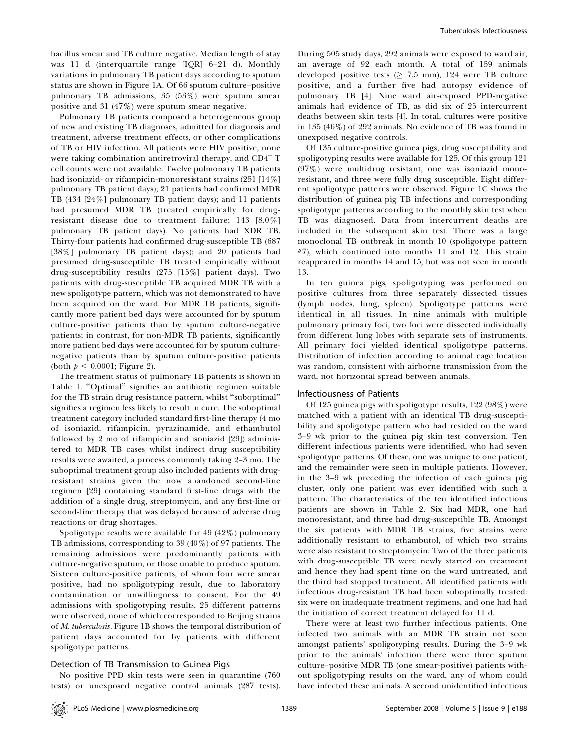bacillus smear and TB culture negative. Median length of stay was 11 d (interquartile range [IQR] 6–21 d). Monthly variations in pulmonary TB patient days according to sputum status are shown in Figure 1A. Of 66 sputum culture–positive pulmonary TB admissions, 35 (53%) were sputum smear positive and 31 (47%) were sputum smear negative.

Pulmonary TB patients composed a heterogeneous group of new and existing TB diagnoses, admitted for diagnosis and treatment, adverse treatment effects, or other complications of TB or HIV infection. All patients were HIV positive, none were taking combination antiretroviral therapy, and $CD4^+$ T cell counts were not available. Twelve pulmonary TB patients had isoniazid- or rifampicin-monoresistant strains (251 [14%] pulmonary TB patient days); 21 patients had confirmed MDR TB (434 [24%] pulmonary TB patient days); and 11 patients had presumed MDR TB (treated empirically for drug-resistant disease due to treatment failure; 143 [8.0%] pulmonary TB patient days). No patients had XDR TB. Thirty-four patients had confirmed drug-susceptible TB (687 [38%] pulmonary TB patient days); and 20 patients had presumed drug-susceptible TB treated empirically without drug-susceptibility results (275 [15%] patient days). Two patients with drug-susceptible TB acquired MDR TB with a new spoligotype pattern, which was not demonstrated to have been acquired on the ward. For MDR TB patients, significantly more patient bed days were accounted for by sputum culture-positive patients than by sputum culture-negative patients; in contrast, for non-MDR TB patients, significantly more patient bed days were accounted for by sputum culture-negative patients than by sputum culture-positive patients (both $p < 0.0001$; Figure 2).

The treatment status of pulmonary TB patients is shown in Table 1. "Optimal" signifies an antibiotic regimen suitable for the TB strain drug resistance pattern, whilst "suboptimal" signifies a regimen less likely to result in cure. The suboptimal treatment category included standard first-line therapy (4 mo of isoniazid, rifampicin, pyrazinamide, and ethambutol followed by 2 mo of rifampicin and isoniazid [29]) administered to MDR TB cases whilst indirect drug susceptibility results were awaited, a process commonly taking 2–3 mo. The suboptimal treatment group also included patients with drug-resistant strains given the now abandoned second-line regimen [29] containing standard first-line drugs with the addition of a single drug, streptomycin, and any first-line or second-line therapy that was delayed because of adverse drug reactions or drug shortages.

Spoligotype results were available for 49 (42%) pulmonary TB admissions, corresponding to 39 (40%) of 97 patients. The remaining admissions were predominantly patients with culture-negative sputum, or those unable to produce sputum. Sixteen culture-positive patients, of whom four were smear positive, had no spoligotyping result, due to laboratory contamination or unwillingness to consent. For the 49 admissions with spoligotyping results, 25 different patterns were observed, none of which corresponded to Beijing strains of *M. tuberculosis*. Figure 1B shows the temporal distribution of patient days accounted for by patients with different spoligotype patterns.

### Detection of TB Transmission to Guinea Pigs

No positive PPD skin tests were seen in quarantine (760 tests) or unexposed negative control animals (287 tests). During 505 study days, 292 animals were exposed to ward air, an average of 92 each month. A total of 159 animals developed positive tests ($\geq$ 7.5 mm), 124 were TB culture positive, and a further five had autopsy evidence of pulmonary TB [4]. Nine ward air-exposed PPD-negative animals had evidence of TB, as did six of 25 intercurrent deaths between skin tests [4]. In total, cultures were positive in 135 (46%) of 292 animals. No evidence of TB was found in unexposed negative controls.

Of 135 culture-positive guinea pigs, drug susceptibility and spoligotyping results were available for 125. Of this group 121 (97%) were multidrug resistant, one was isoniazid monoresistant, and three were fully drug susceptible. Eight different spoligotype patterns were observed. Figure 1C shows the distribution of guinea pig TB infections and corresponding spoligotype patterns according to the monthly skin test when TB was diagnosed. Data from intercurrent deaths are included in the subsequent skin test. There was a large monoclonal TB outbreak in month 10 (spoligotype pattern #7), which continued into months 11 and 12. This strain reappeared in months 14 and 15, but was not seen in month 13.

In ten guinea pigs, spoligotyping was performed on positive cultures from three separately dissected tissues (lymph nodes, lung, spleen). Spoligotype patterns were identical in all tissues. In nine animals with multiple pulmonary primary foci, two foci were dissected individually from different lung lobes with separate sets of instruments. All primary foci yielded identical spoligotype patterns. Distribution of infection according to animal cage location was random, consistent with airborne transmission from the ward, not horizontal spread between animals.

### Infectiousness of Patients

Of 125 guinea pigs with spoligotype results, 122 (98%) were matched with a patient with an identical TB drug-susceptibility and spoligotype pattern who had resided on the ward 3–9 wk prior to the guinea pig skin test conversion. Ten different infectious patients were identified, who had seven spoligotype patterns. Of these, one was unique to one patient, and the remainder were seen in multiple patients. However, in the 3–9 wk preceding the infection of each guinea pig cluster, only one patient was ever identified with such a pattern. The characteristics of the ten identified infectious patients are shown in Table 2. Six had MDR, one had monoresistant, and three had drug-susceptible TB. Amongst the six patients with MDR TB strains, five strains were additionally resistant to ethambutol, of which two strains were also resistant to streptomycin. Two of the three patients with drug-susceptible TB were newly started on treatment and hence they had spent time on the ward untreated, and the third had stopped treatment. All identified patients with infectious drug-resistant TB had been suboptimally treated: six were on inadequate treatment regimens, and one had had the initiation of correct treatment delayed for 11 d.

There were at least two further infectious patients. One infected two animals with an MDR TB strain not seen amongst patients' spoligotyping results. During the 3–9 wk prior to the animals' infection there were three sputum culture–positive MDR TB (one smear-positive) patients without spoligotyping results on the ward, any of whom could have infected these animals. A second unidentified infectious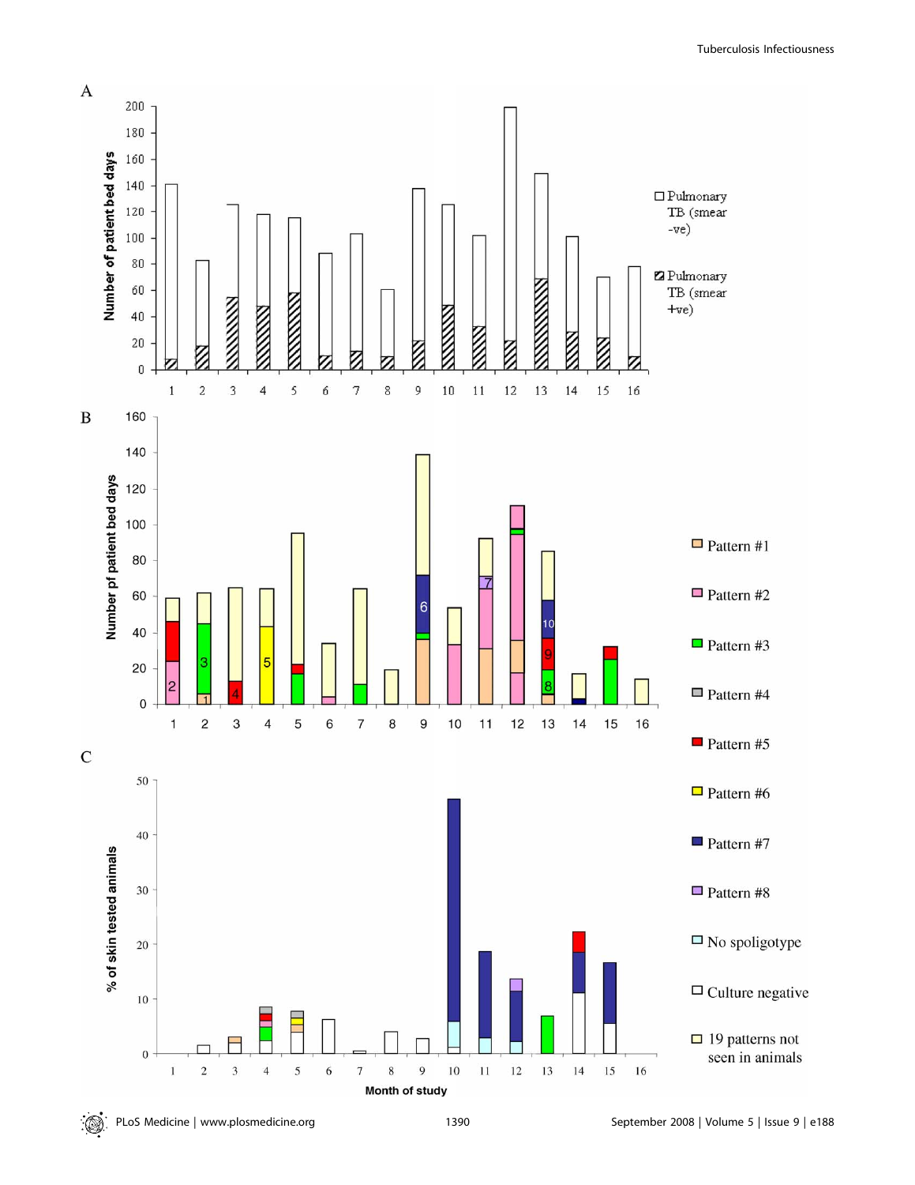A

Number of patient bed days

□ Pulmonary TB (smear -ve)

▨ Pulmonary TB (smear +ve)

B

Number pf patient bed days

C

% of skin tested animals

Month of study

□ Pattern #1

□ Pattern #2

□ Pattern #3

□ Pattern #4

□ Pattern #5

□ Pattern #6

□ Pattern #7

□ Pattern #8

□ No spoligotype

□ Culture negative

□ 19 patterns not seen in animals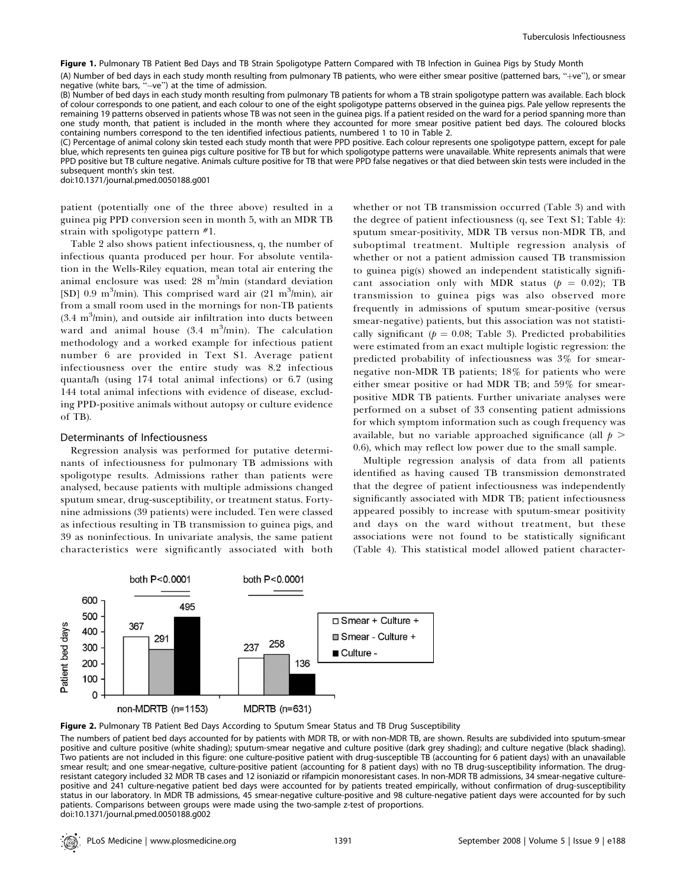**Figure 1.** Pulmonary TB Patient Bed Days and TB Strain Spoligotype Pattern Compared with TB Infection in Guinea Pigs by Study Month

(A) Number of bed days in each study month resulting from pulmonary TB patients, who were either smear positive (patterned bars, "+ve"), or smear negative (white bars, "–ve") at the time of admission.

(B) Number of bed days in each study month resulting from pulmonary TB patients for whom a TB strain spoligotype pattern was available. Each block of colour corresponds to one patient, and each colour to one of the eight spoligotype patterns observed in the guinea pigs. Pale yellow represents the remaining 19 patterns observed in patients whose TB was not seen in the guinea pigs. If a patient resided on the ward for a period spanning more than one study month, that patient is included in the month where they accounted for more smear positive patient bed days. The coloured blocks containing numbers correspond to the ten identified infectious patients, numbered 1 to 10 in Table 2.

(C) Percentage of animal colony skin tested each study month that were PPD positive. Each colour represents one spoligotype pattern, except for pale blue, which represents ten guinea pigs culture positive for TB but for which spoligotype patterns were unavailable. White represents animals that were PPD positive but TB culture negative. Animals culture positive for TB that were PPD false negatives or that died between skin tests were included in the subsequent month's skin test.

doi:10.1371/journal.pmed.0050188.g001

patient (potentially one of the three above) resulted in a guinea pig PPD conversion seen in month 5, with an MDR TB strain with spoligotype pattern #1.

Table 2 also shows patient infectiousness, q, the number of infectious quanta produced per hour. For absolute ventilation in the Wells-Riley equation, mean total air entering the animal enclosure was used: 28 $m^3$/min (standard deviation [SD] 0.9 $m^3$/min). This comprised ward air (21 $m^3$/min), air from a small room used in the mornings for non-TB patients (3.4 $m^3$/min), and outside air infiltration into ducts between ward and animal house (3.4 $m^3$/min). The calculation methodology and a worked example for infectious patient number 6 are provided in Text S1. Average patient infectiousness over the entire study was 8.2 infectious quanta/h (using 174 total animal infections) or 6.7 (using 144 total animal infections with evidence of disease, excluding PPD-positive animals without autopsy or culture evidence of TB).

## Determinants of Infectiousness

Regression analysis was performed for putative determinants of infectiousness for pulmonary TB admissions with spoligotype results. Admissions rather than patients were analysed, because patients with multiple admissions changed sputum smear, drug-susceptibility, or treatment status. Forty-nine admissions (39 patients) were included. Ten were classed as infectious resulting in TB transmission to guinea pigs, and 39 as noninfectious. In univariate analysis, the same patient characteristics were significantly associated with both whether or not TB transmission occurred (Table 3) and with the degree of patient infectiousness (q, see Text S1; Table 4): sputum smear-positivity, MDR TB versus non-MDR TB, and suboptimal treatment. Multiple regression analysis of whether or not a patient admission caused TB transmission to guinea pig(s) showed an independent statistically significant association only with MDR status ($p = 0.02$); TB transmission to guinea pigs was also observed more frequently in admissions of sputum smear-positive (versus smear-negative) patients, but this association was not statistically significant ($p = 0.08$; Table 3). Predicted probabilities were estimated from an exact multiple logistic regression: the predicted probability of infectiousness was 3% for smear-negative non-MDR TB patients; 18% for patients who were either smear positive or had MDR TB; and 59% for smear-positive MDR TB patients. Further univariate analyses were performed on a subset of 33 consenting patient admissions for which symptom information such as cough frequency was available, but no variable approached statistical significance (all $p >$ 0.6), which may reflect low power due to the small sample.

Multiple regression analysis of data from all patients identified as having caused TB transmission demonstrated that the degree of patient infectiousness was independently significantly associated with MDR TB; patient infectiousness appeared possibly to increase with sputum-smear positivity and days on the ward without treatment, but these associations were not found to be statistically significant (Table 4). This statistical model allowed patient character-

**Figure 2.** Pulmonary TB Patient Bed Days According to Sputum Smear Status and TB Drug Susceptibility

The numbers of patient bed days accounted for by patients with MDR TB, or with non-MDR TB, are shown. Results are subdivided into sputum-smear positive and culture positive (white shading); sputum-smear negative and culture positive (dark grey shading); and culture negative (black shading). Two patients are not included in this figure: one culture-positive patient with drug-susceptible TB (accounting for 6 patient days) with an unavailable smear result; and one smear-negative, culture-positive patient (accounting for 8 patient days) with no TB drug-susceptibility information. The drug-resistant category included 32 MDR TB cases and 12 isoniazid or rifampicin monoresistant cases. In non-MDR TB admissions, 34 smear-negative culture-positive and 241 culture-negative patient bed days were accounted for by patients treated empirically, without confirmation of drug-susceptibility status in our laboratory. In MDR TB admissions, 45 smear-negative culture-positive and 98 culture-negative patient days were accounted for by such patients. Comparisons between groups were made using the two-sample z-test of proportions.

doi:10.1371/journal.pmed.0050188.g002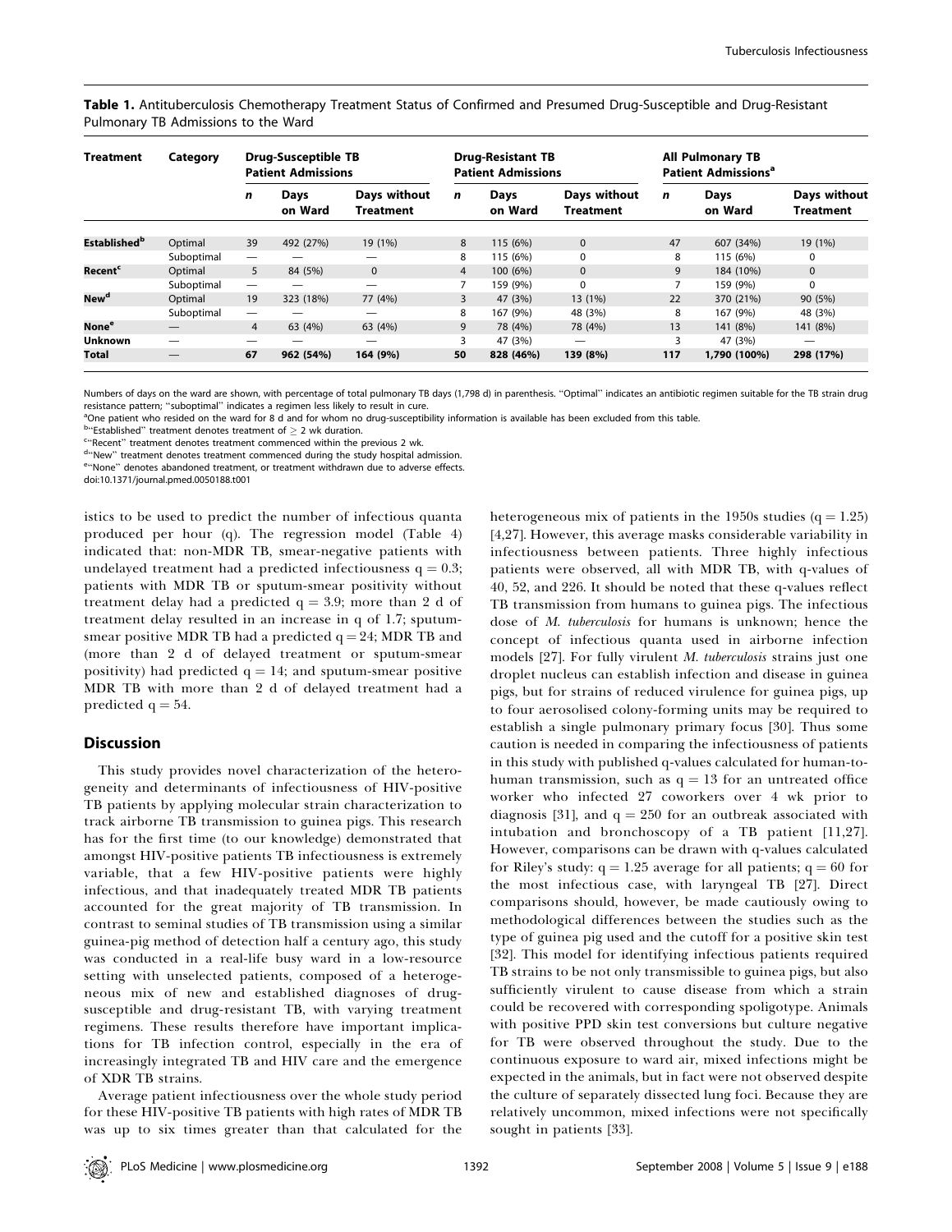**Table 1.** Antituberculosis Chemotherapy Treatment Status of Confirmed and Presumed Drug-Susceptible and Drug-Resistant Pulmonary TB Admissions to the Ward

| Treatment | Category | Drug-Susceptible TB Patient Admissions | | | Drug-Resistant TB Patient Admissions | | | All Pulmonary TB Patient Admissions[a] | | |
|---|---|---|---|---|---|---|---|---|---|---|
| | | *n* | Days on Ward | Days without Treatment | *n* | Days on Ward | Days without Treatment | *n* | Days on Ward | Days without Treatment |
| **Established**[b] | Optimal | 39 | 492 (27%) | 19 (1%) | 8 | 115 (6%) | 0 | 47 | 607 (34%) | 19 (1%) |
| | Suboptimal | — | — | — | 8 | 115 (6%) | 0 | 8 | 115 (6%) | 0 |
| **Recent**[c] | Optimal | 5 | 84 (5%) | 0 | 4 | 100 (6%) | 0 | 9 | 184 (10%) | 0 |
| | Suboptimal | — | — | — | 7 | 159 (9%) | 0 | 7 | 159 (9%) | 0 |
| **New**[d] | Optimal | 19 | 323 (18%) | 77 (4%) | 3 | 47 (3%) | 13 (1%) | 22 | 370 (21%) | 90 (5%) |
| | Suboptimal | — | — | — | 8 | 167 (9%) | 48 (3%) | 8 | 167 (9%) | 48 (3%) |
| **None**[e] | — | 4 | 63 (4%) | 63 (4%) | 9 | 78 (4%) | 78 (4%) | 13 | 141 (8%) | 141 (8%) |
| **Unknown** | — | — | — | — | 3 | 47 (3%) | — | 3 | 47 (3%) | — |
| **Total** | — | **67** | **962 (54%)** | **164 (9%)** | **50** | **828 (46%)** | **139 (8%)** | **117** | **1,790 (100%)** | **298 (17%)** |

Numbers of days on the ward are shown, with percentage of total pulmonary TB days (1,798 d) in parenthesis. "Optimal" indicates an antibiotic regimen suitable for the TB strain drug resistance pattern; "suboptimal" indicates a regimen less likely to result in cure.

[a]One patient who resided on the ward for 8 d and for whom no drug-susceptibility information is available has been excluded from this table.

[b]"Established" treatment denotes treatment of ≥ 2 wk duration.

[c]"Recent" treatment denotes treatment commenced within the previous 2 wk.

[d]"New" treatment denotes treatment commenced during the study hospital admission.

[e]"None" denotes abandoned treatment, or treatment withdrawn due to adverse effects.

doi:10.1371/journal.pmed.0050188.t001

istics to be used to predict the number of infectious quanta produced per hour (q). The regression model (Table 4) indicated that: non-MDR TB, smear-negative patients with undelayed treatment had a predicted infectiousness $q = 0.3$; patients with MDR TB or sputum-smear positivity without treatment delay had a predicted $q = 3.9$; more than 2 d of treatment delay resulted in an increase in q of 1.7; sputum-smear positive MDR TB had a predicted $q = 24$; MDR TB and (more than 2 d of delayed treatment or sputum-smear positivity) had predicted $q = 14$; and sputum-smear positive MDR TB with more than 2 d of delayed treatment had a predicted $q = 54$.

## Discussion

This study provides novel characterization of the heterogeneity and determinants of infectiousness of HIV-positive TB patients by applying molecular strain characterization to track airborne TB transmission to guinea pigs. This research has for the first time (to our knowledge) demonstrated that amongst HIV-positive patients TB infectiousness is extremely variable, that a few HIV-positive patients were highly infectious, and that inadequately treated MDR TB patients accounted for the great majority of TB transmission. In contrast to seminal studies of TB transmission using a similar guinea-pig method of detection half a century ago, this study was conducted in a real-life busy ward in a low-resource setting with unselected patients, composed of a heterogeneous mix of new and established diagnoses of drug-susceptible and drug-resistant TB, with varying treatment regimens. These results therefore have important implications for TB infection control, especially in the era of increasingly integrated TB and HIV care and the emergence of XDR TB strains.

Average patient infectiousness over the whole study period for these HIV-positive TB patients with high rates of MDR TB was up to six times greater than that calculated for the heterogeneous mix of patients in the 1950s studies ($q = 1.25$) [4,27]. However, this average masks considerable variability in infectiousness between patients. Three highly infectious patients were observed, all with MDR TB, with q-values of 40, 52, and 226. It should be noted that these q-values reflect TB transmission from humans to guinea pigs. The infectious dose of *M. tuberculosis* for humans is unknown; hence the concept of infectious quanta used in airborne infection models [27]. For fully virulent *M. tuberculosis* strains just one droplet nucleus can establish infection and disease in guinea pigs, but for strains of reduced virulence for guinea pigs, up to four aerosolised colony-forming units may be required to establish a single pulmonary primary focus [30]. Thus some caution is needed in comparing the infectiousness of patients in this study with published q-values calculated for human-to-human transmission, such as $q = 13$ for an untreated office worker who infected 27 coworkers over 4 wk prior to diagnosis [31], and $q = 250$ for an outbreak associated with intubation and bronchoscopy of a TB patient [11,27]. However, comparisons can be drawn with q-values calculated for Riley's study: $q = 1.25$ average for all patients; $q = 60$ for the most infectious case, with laryngeal TB [27]. Direct comparisons should, however, be made cautiously owing to methodological differences between the studies such as the type of guinea pig used and the cutoff for a positive skin test [32]. This model for identifying infectious patients required TB strains to be not only transmissible to guinea pigs, but also sufficiently virulent to cause disease from which a strain could be recovered with corresponding spoligotype. Animals with positive PPD skin test conversions but culture negative for TB were observed throughout the study. Due to the continuous exposure to ward air, mixed infections might be expected in the animals, but in fact were not observed despite the culture of separately dissected lung foci. Because they are relatively uncommon, mixed infections were not specifically sought in patients [33].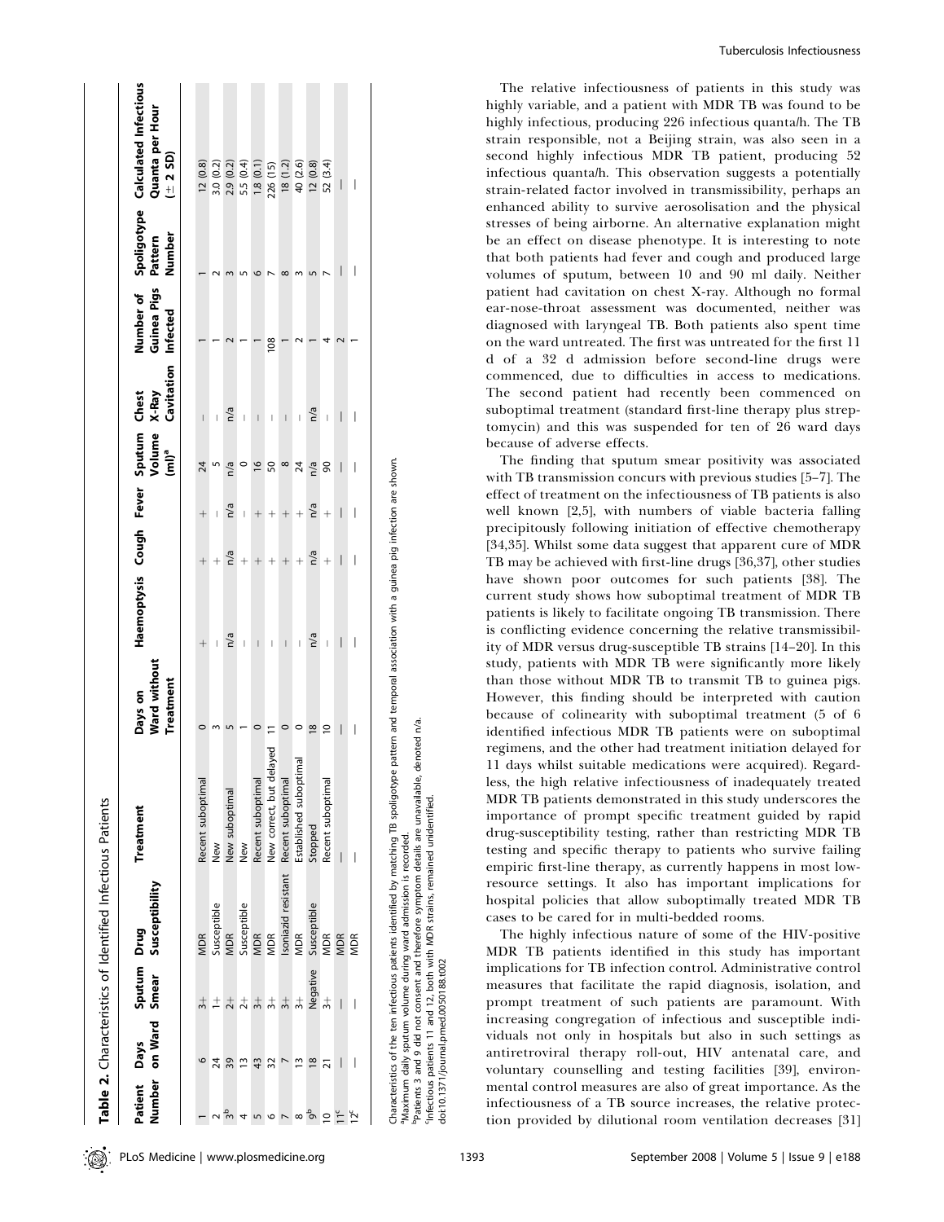**Table 2.** Characteristics of Identified Infectious Patients

| Patient Number | Days on Ward | Sputum Smear | Drug Susceptibility | Treatment | Days on Ward without Treatment | Haemoptysis | Cough | Fever | Sputum Volume (ml)[a] | Chest X-Ray Cavitation | Number of Guinea Pigs Infected | Spoligotype Pattern Number | Calculated Infectious Quanta per Hour (± 2 SD) |
|---|---|---|---|---|---|---|---|---|---|---|---|---|---|
| 1 | 6 | 3+ | MDR | Recent suboptimal | 0 | + | + | + | 24 | – | 1 | 1 | 12 (0.8) |
| 2 | 24 | 1+ | Susceptible | New | 3 | – | + | – | 5 | – | 1 | 2 | 3.0 (0.2) |
| 3[b] | 39 | 2+ | MDR | New suboptimal | 5 | n/a | n/a | n/a | n/a | n/a | 2 | 3 | 2.9 (0.2) |
| 4 | 13 | 2+ | Susceptible | New | 1 | – | + | – | 0 | – | 1 | 5 | 5.5 (0.4) |
| 5 | 43 | 3+ | MDR | Recent suboptimal | 0 | – | + | + | 16 | – | 1 | 6 | 1.8 (0.1) |
| 6 | 32 | 3+ | MDR | New correct, but delayed | 11 | – | + | + | 50 | – | 108 | 7 | 226 (15) |
| 7 | 7 | 3+ | Isoniazid resistant | Recent suboptimal | 0 | – | + | + | 8 | – | 1 | 8 | 18 (1.2) |
| 8 | 13 | 3+ | MDR | Established suboptimal | 0 | – | + | + | 24 | – | 2 | 3 | 40 (2.6) |
| 9[b] | 18 | Negative | Susceptible | Stopped | 18 | n/a | n/a | n/a | n/a | n/a | 1 | 5 | 12 (0.8) |
| 10 | 21 | 3+ | MDR | Recent suboptimal | 10 | – | + | + | 90 | – | 4 | 7 | 52 (3.4) |
| 11[c] | — | — | MDR | — | — | — | — | — | — | — | 2 | — | — |
| 12[c] | — | — | MDR | — | — | — | — | — | — | — | 1 | — | — |

Characteristics of the ten infectious patients identified by matching TB spoligotype pattern and temporal association with a guinea pig infection are shown.
[a]Maximum daily sputum volume during ward admission is recorded.
[b]Patients 3 and 9 did not consent and therefore symptom details are unavailable, denoted n/a.
[c]Infectious patients 11 and 12, both with MDR strains, remained unidentified.
doi:10.1371/journal.pmed.0050188.t002

The relative infectiousness of patients in this study was highly variable, and a patient with MDR TB was found to be highly infectious, producing 226 infectious quanta/h. The TB strain responsible, not a Beijing strain, was also seen in a second highly infectious MDR TB patient, producing 52 infectious quanta/h. This observation suggests a potentially strain-related factor involved in transmissibility, perhaps an enhanced ability to survive aerosolisation and the physical stresses of being airborne. An alternative explanation might be an effect on disease phenotype. It is interesting to note that both patients had fever and cough and produced large volumes of sputum, between 10 and 90 ml daily. Neither patient had cavitation on chest X-ray. Although no formal ear-nose-throat assessment was documented, neither was diagnosed with laryngeal TB. Both patients also spent time on the ward untreated. The first was untreated for the first 11 d of a 32 d admission before second-line drugs were commenced, due to difficulties in access to medications. The second patient had recently been commenced on suboptimal treatment (standard first-line therapy plus streptomycin) and this was suspended for ten of 26 ward days because of adverse effects.

The finding that sputum smear positivity was associated with TB transmission concurs with previous studies [5–7]. The effect of treatment on the infectiousness of TB patients is also well known [2,5], with numbers of viable bacteria falling precipitously following initiation of effective chemotherapy [34,35]. Whilst some data suggest that apparent cure of MDR TB may be achieved with first-line drugs [36,37], other studies have shown poor outcomes for such patients [38]. The current study shows how suboptimal treatment of MDR TB patients is likely to facilitate ongoing TB transmission. There is conflicting evidence concerning the relative transmissibility of MDR versus drug-susceptible TB strains [14–20]. In this study, patients with MDR TB were significantly more likely than those without MDR TB to transmit TB to guinea pigs. However, this finding should be interpreted with caution because of colinearity with suboptimal treatment (5 of 6 identified infectious MDR TB patients were on suboptimal regimens, and the other had treatment initiation delayed for 11 days whilst suitable medications were acquired). Regardless, the high relative infectiousness of inadequately treated MDR TB patients demonstrated in this study underscores the importance of prompt specific treatment guided by rapid drug-susceptibility testing, rather than restricting MDR TB testing and specific therapy to patients who survive failing empiric first-line therapy, as currently happens in most low-resource settings. It also has important implications for hospital policies that allow suboptimally treated MDR TB cases to be cared for in multi-bedded rooms.

The highly infectious nature of some of the HIV-positive MDR TB patients identified in this study has important implications for TB infection control. Administrative control measures that facilitate the rapid diagnosis, isolation, and prompt treatment of such patients are paramount. With increasing congregation of infectious and susceptible individuals not only in hospitals but also in such settings as antiretroviral therapy roll-out, HIV antenatal care, and voluntary counselling and testing facilities [39], environmental control measures are also of great importance. As the infectiousness of a TB source increases, the relative protection provided by dilutional room ventilation decreases [31]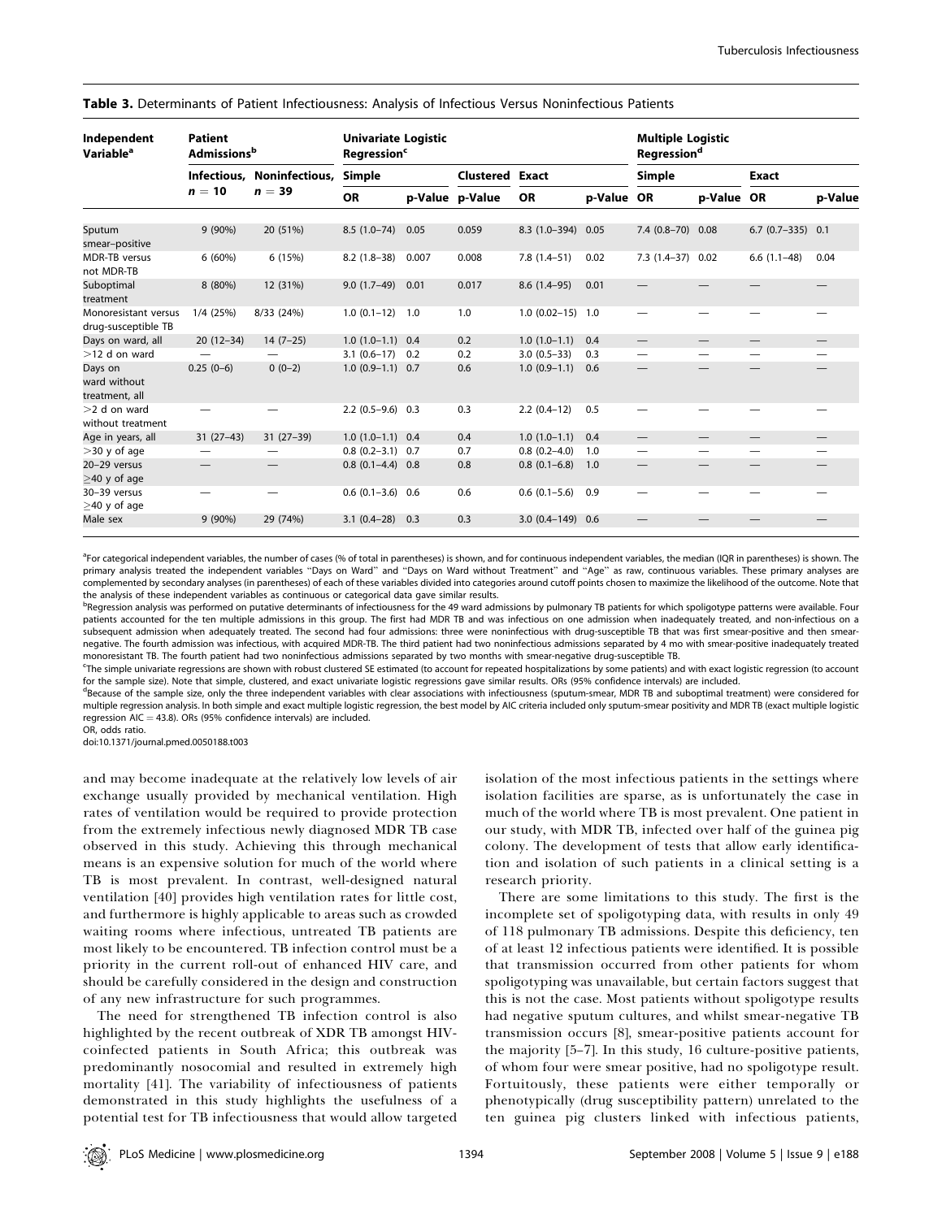**Table 3.** Determinants of Patient Infectiousness: Analysis of Infectious Versus Noninfectious Patients

| Independent Variable[a] | Patient Admissions[b] | | Univariate Logistic Regression[c] | | | | | Multiple Logistic Regression[d] | | | |
|---|---|---|---|---|---|---|---|---|---|---|---|
| | Infectious, $n = 10$ | Noninfectious, $n = 39$ | Simple | | Clustered | Exact | | Simple | | Exact | |
| | | | OR | p-Value | p-Value | OR | p-Value | OR | p-Value | OR | p-Value |
| Sputum smear–positive | 9 (90%) | 20 (51%) | 8.5 (1.0–74) | 0.05 | 0.059 | 8.3 (1.0–394) | 0.05 | 7.4 (0.8–70) | 0.08 | 6.7 (0.7–335) | 0.1 |
| MDR-TB versus not MDR-TB | 6 (60%) | 6 (15%) | 8.2 (1.8–38) | 0.007 | 0.008 | 7.8 (1.4–51) | 0.02 | 7.3 (1.4–37) | 0.02 | 6.6 (1.1–48) | 0.04 |
| Suboptimal treatment | 8 (80%) | 12 (31%) | 9.0 (1.7–49) | 0.01 | 0.017 | 8.6 (1.4–95) | 0.01 | — | — | — | — |
| Monoresistant versus drug-susceptible TB | 1/4 (25%) | 8/33 (24%) | 1.0 (0.1–12) | 1.0 | 1.0 | 1.0 (0.02–15) | 1.0 | — | — | — | — |
| Days on ward, all | 20 (12–34) | 14 (7–25) | 1.0 (1.0–1.1) | 0.4 | 0.2 | 1.0 (1.0–1.1) | 0.4 | — | — | — | — |
| >12 d on ward | — | — | 3.1 (0.6–17) | 0.2 | 0.2 | 3.0 (0.5–33) | 0.3 | — | — | — | — |
| Days on ward without treatment, all | 0.25 (0–6) | 0 (0–2) | 1.0 (0.9–1.1) | 0.7 | 0.6 | 1.0 (0.9–1.1) | 0.6 | — | — | — | — |
| >2 d on ward without treatment | — | — | 2.2 (0.5–9.6) | 0.3 | 0.3 | 2.2 (0.4–12) | 0.5 | — | — | — | — |
| Age in years, all | 31 (27–43) | 31 (27–39) | 1.0 (1.0–1.1) | 0.4 | 0.4 | 1.0 (1.0–1.1) | 0.4 | — | — | — | — |
| >30 y of age | — | — | 0.8 (0.2–3.1) | 0.7 | 0.7 | 0.8 (0.2–4.0) | 1.0 | — | — | — | — |
| 20–29 versus ≥40 y of age | — | — | 0.8 (0.1–4.4) | 0.8 | 0.8 | 0.8 (0.1–6.8) | 1.0 | — | — | — | — |
| 30–39 versus ≥40 y of age | — | — | 0.6 (0.1–3.6) | 0.6 | 0.6 | 0.6 (0.1–5.6) | 0.9 | — | — | — | — |
| Male sex | 9 (90%) | 29 (74%) | 3.1 (0.4–28) | 0.3 | 0.3 | 3.0 (0.4–149) | 0.6 | — | — | — | — |

[a]For categorical independent variables, the number of cases (% of total in parentheses) is shown, and for continuous independent variables, the median (IQR in parentheses) is shown. The primary analysis treated the independent variables "Days on Ward" and "Days on Ward without Treatment" and "Age" as raw, continuous variables. These primary analyses are complemented by secondary analyses (in parentheses) of each of these variables divided into categories around cutoff points chosen to maximize the likelihood of the outcome. Note that the analysis of these independent variables as continuous or categorical data gave similar results.

[b]Regression analysis was performed on putative determinants of infectiousness for the 49 ward admissions by pulmonary TB patients for which spoligotype patterns were available. Four patients accounted for the ten multiple admissions in this group. The first had MDR TB and was infectious on one admission when inadequately treated, and non-infectious on a subsequent admission when adequately treated. The second had four admissions: three were noninfectious with drug-susceptible TB that was first smear-positive and then smear-negative. The fourth admission was infectious, with acquired MDR-TB. The third patient had two noninfectious admissions separated by 4 mo with smear-positive inadequately treated monoresistant TB. The fourth patient had two noninfectious admissions separated by two months with smear-negative drug-susceptible TB.

[c]The simple univariate regressions are shown with robust clustered SE estimated (to account for repeated hospitalizations by some patients) and with exact logistic regression (to account for the sample size). Note that simple, clustered, and exact univariate logistic regressions gave similar results. ORs (95% confidence intervals) are included.

[d]Because of the sample size, only the three independent variables with clear associations with infectiousness (sputum-smear, MDR TB and suboptimal treatment) were considered for multiple regression analysis. In both simple and exact multiple logistic regression, the best model by AIC criteria included only sputum-smear positivity and MDR TB (exact multiple logistic regression AIC = 43.8). ORs (95% confidence intervals) are included.

OR, odds ratio.

doi:10.1371/journal.pmed.0050188.t003

and may become inadequate at the relatively low levels of air exchange usually provided by mechanical ventilation. High rates of ventilation would be required to provide protection from the extremely infectious newly diagnosed MDR TB case observed in this study. Achieving this through mechanical means is an expensive solution for much of the world where TB is most prevalent. In contrast, well-designed natural ventilation [40] provides high ventilation rates for little cost, and furthermore is highly applicable to areas such as crowded waiting rooms where infectious, untreated TB patients are most likely to be encountered. TB infection control must be a priority in the current roll-out of enhanced HIV care, and should be carefully considered in the design and construction of any new infrastructure for such programmes.

The need for strengthened TB infection control is also highlighted by the recent outbreak of XDR TB amongst HIV-coinfected patients in South Africa; this outbreak was predominantly nosocomial and resulted in extremely high mortality [41]. The variability of infectiousness of patients demonstrated in this study highlights the usefulness of a potential test for TB infectiousness that would allow targeted isolation of the most infectious patients in the settings where isolation facilities are sparse, as is unfortunately the case in much of the world where TB is most prevalent. One patient in our study, with MDR TB, infected over half of the guinea pig colony. The development of tests that allow early identification and isolation of such patients in a clinical setting is a research priority.

There are some limitations to this study. The first is the incomplete set of spoligotyping data, with results in only 49 of 118 pulmonary TB admissions. Despite this deficiency, ten of at least 12 infectious patients were identified. It is possible that transmission occurred from other patients for whom spoligotyping was unavailable, but certain factors suggest that this is not the case. Most patients without spoligotype results had negative sputum cultures, and whilst smear-negative TB transmission occurs [8], smear-positive patients account for the majority [5–7]. In this study, 16 culture-positive patients, of whom four were smear positive, had no spoligotype result. Fortuitously, these patients were either temporally or phenotypically (drug susceptibility pattern) unrelated to the ten guinea pig clusters linked with infectious patients,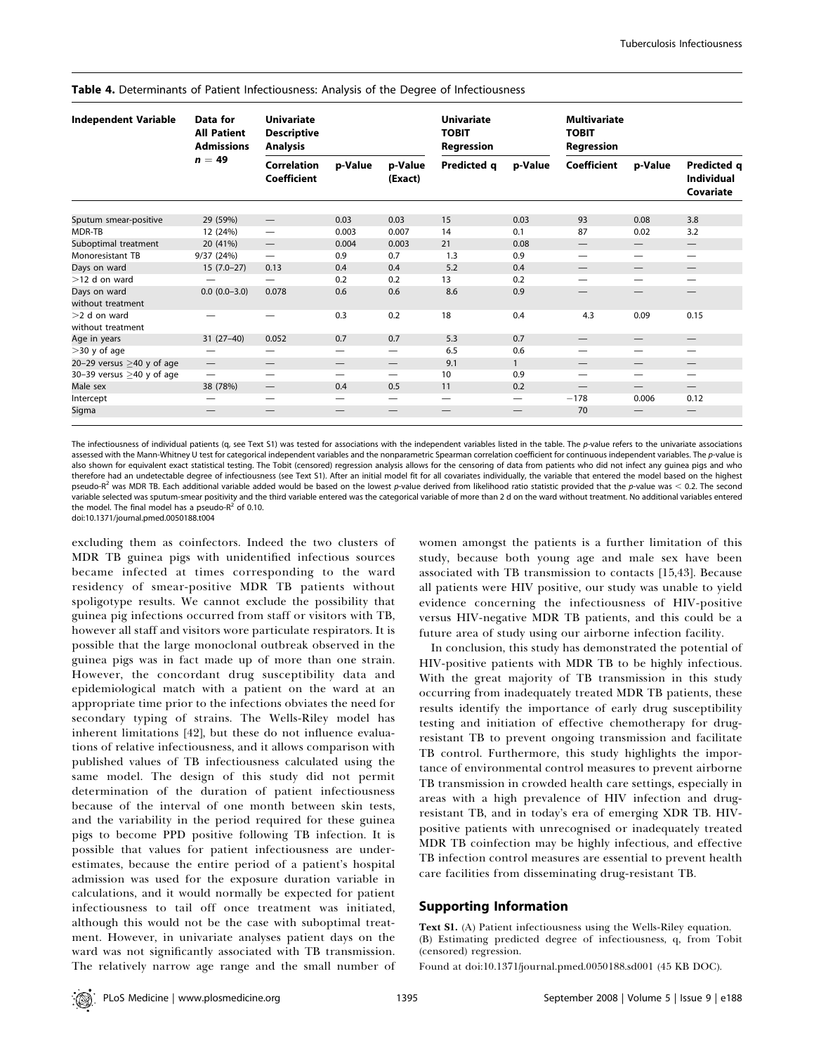**Table 4.** Determinants of Patient Infectiousness: Analysis of the Degree of Infectiousness

| Independent Variable | Data for All Patient Admissions $n = 49$ | Univariate Descriptive Analysis | | | Univariate TOBIT Regression | | Multivariate TOBIT Regression | | |
|---|---|---|---|---|---|---|---|---|---|
| | | Correlation Coefficient | p-Value | p-Value (Exact) | Predicted q | p-Value | Coefficient | p-Value | Predicted q Individual Covariate |
| Sputum smear-positive | 29 (59%) | — | 0.03 | 0.03 | 15 | 0.03 | 93 | 0.08 | 3.8 |
| MDR-TB | 12 (24%) | — | 0.003 | 0.007 | 14 | 0.1 | 87 | 0.02 | 3.2 |
| Suboptimal treatment | 20 (41%) | — | 0.004 | 0.003 | 21 | 0.08 | — | — | — |
| Monoresistant TB | 9/37 (24%) | — | 0.9 | 0.7 | 1.3 | 0.9 | — | — | — |
| Days on ward | 15 (7.0–27) | 0.13 | 0.4 | 0.4 | 5.2 | 0.4 | — | — | — |
| >12 d on ward | — | — | 0.2 | 0.2 | 13 | 0.2 | — | — | — |
| Days on ward without treatment | 0.0 (0.0–3.0) | 0.078 | 0.6 | 0.6 | 8.6 | 0.9 | — | — | — |
| >2 d on ward without treatment | — | — | 0.3 | 0.2 | 18 | 0.4 | 4.3 | 0.09 | 0.15 |
| Age in years | 31 (27–40) | 0.052 | 0.7 | 0.7 | 5.3 | 0.7 | — | — | — |
| >30 y of age | — | — | — | — | 6.5 | 0.6 | — | — | — |
| 20–29 versus ≥40 y of age | — | — | — | — | 9.1 | 1 | — | — | — |
| 30–39 versus ≥40 y of age | — | — | — | — | 10 | 0.9 | — | — | — |
| Male sex | 38 (78%) | — | 0.4 | 0.5 | 11 | 0.2 | — | — | — |
| Intercept | — | — | — | — | — | — | −178 | 0.006 | 0.12 |
| Sigma | — | — | — | — | — | — | 70 | — | — |

The infectiousness of individual patients (q, see Text S1) was tested for associations with the independent variables listed in the table. The *p*-value refers to the univariate associations assessed with the Mann-Whitney U test for categorical independent variables and the nonparametric Spearman correlation coefficient for continuous independent variables. The *p*-value is also shown for equivalent exact statistical testing. The Tobit (censored) regression analysis allows for the censoring of data from patients who did not infect any guinea pigs and who therefore had an undetectable degree of infectiousness (see Text S1). After an initial model fit for all covariates individually, the variable that entered the model based on the highest pseudo-$R^2$ was MDR TB. Each additional variable added would be based on the lowest *p*-value derived from likelihood ratio statistic provided that the *p*-value was $< 0.2$. The second variable selected was sputum-smear positivity and the third variable entered was the categorical variable of more than 2 d on the ward without treatment. No additional variables entered the model. The final model has a pseudo-$R^2$ of 0.10.
doi:10.1371/journal.pmed.0050188.t004

excluding them as coinfectors. Indeed the two clusters of MDR TB guinea pigs with unidentified infectious sources became infected at times corresponding to the ward residency of smear-positive MDR TB patients without spoligotype results. We cannot exclude the possibility that guinea pig infections occurred from staff or visitors with TB, however all staff and visitors wore particulate respirators. It is possible that the large monoclonal outbreak observed in the guinea pigs was in fact made up of more than one strain. However, the concordant drug susceptibility data and epidemiological match with a patient on the ward at an appropriate time prior to the infections obviates the need for secondary typing of strains. The Wells-Riley model has inherent limitations [42], but these do not influence evaluations of relative infectiousness, and it allows comparison with published values of TB infectiousness calculated using the same model. The design of this study did not permit determination of the duration of patient infectiousness because of the interval of one month between skin tests, and the variability in the period required for these guinea pigs to become PPD positive following TB infection. It is possible that values for patient infectiousness are underestimates, because the entire period of a patient's hospital admission was used for the exposure duration variable in calculations, and it would normally be expected for patient infectiousness to tail off once treatment was initiated, although this would not be the case with suboptimal treatment. However, in univariate analyses patient days on the ward was not significantly associated with TB transmission. The relatively narrow age range and the small number of women amongst the patients is a further limitation of this study, because both young age and male sex have been associated with TB transmission to contacts [15,43]. Because all patients were HIV positive, our study was unable to yield evidence concerning the infectiousness of HIV-positive versus HIV-negative MDR TB patients, and this could be a future area of study using our airborne infection facility.

In conclusion, this study has demonstrated the potential of HIV-positive patients with MDR TB to be highly infectious. With the great majority of TB transmission in this study occurring from inadequately treated MDR TB patients, these results identify the importance of early drug susceptibility testing and initiation of effective chemotherapy for drug-resistant TB to prevent ongoing transmission and facilitate TB control. Furthermore, this study highlights the importance of environmental control measures to prevent airborne TB transmission in crowded health care settings, especially in areas with a high prevalence of HIV infection and drug-resistant TB, and in today's era of emerging XDR TB. HIV-positive patients with unrecognised or inadequately treated MDR TB coinfection may be highly infectious, and effective TB infection control measures are essential to prevent health care facilities from disseminating drug-resistant TB.

## Supporting Information

**Text S1.** (A) Patient infectiousness using the Wells-Riley equation. (B) Estimating predicted degree of infectiousness, q, from Tobit (censored) regression.

Found at doi:10.1371/journal.pmed.0050188.sd001 (45 KB DOC).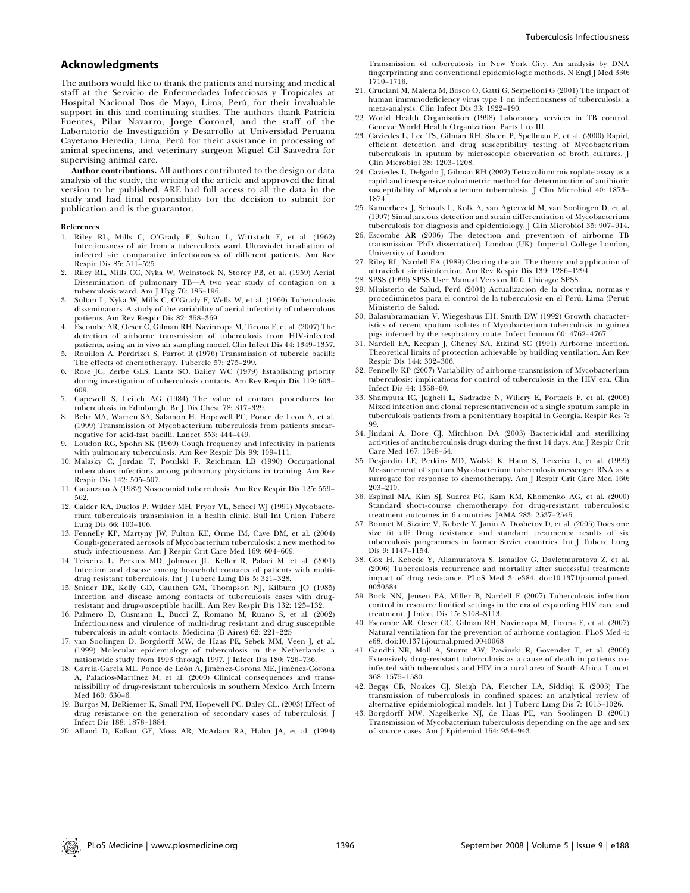## Acknowledgments

The authors would like to thank the patients and nursing and medical staff at the Servicio de Enfermedades Infecciosas y Tropicales at Hospital Nacional Dos de Mayo, Lima, Perú, for their invaluable support in this and continuing studies. The authors thank Patricia Fuentes, Pilar Navarro, Jorge Coronel, and the staff of the Laboratorio de Investigación y Desarrollo at Universidad Peruana Cayetano Heredia, Lima, Perú for their assistance in processing of animal specimens, and veterinary surgeon Miguel Gil Saavedra for supervising animal care.

**Author contributions.** All authors contributed to the design or data analysis of the study, the writing of the article and approved the final version to be published. ARE had full access to all the data in the study and had final responsibility for the decision to submit for publication and is the guarantor.

### References

1. Riley RL, Mills C, O'Grady F, Sultan L, Wittstadt F, et al. (1962) Infectiousness of air from a tuberculosis ward. Ultraviolet irradiation of infected air: comparative infectiousness of different patients. Am Rev Respir Dis 85: 511–525.
2. Riley RL, Mills CC, Nyka W, Weinstock N, Storey PB, et al. (1959) Aerial Dissemination of pulmonary TB—A two year study of contagion on a tuberculosis ward. Am J Hyg 70: 185–196.
3. Sultan L, Nyka W, Mills C, O'Grady F, Wells W, et al. (1960) Tuberculosis disseminators. A study of the variability of aerial infectivity of tuberculous patients. Am Rev Respir Dis 82: 358–369.
4. Escombe AR, Oeser C, Gilman RH, Navincopa M, Ticona E, et al. (2007) The detection of airborne transmission of tuberculosis from HIV-infected patients, using an in vivo air sampling model. Clin Infect Dis 44: 1349–1357.
5. Rouillon A, Perdrizet S, Parrot R (1976) Transmission of tubercle bacilli: The effects of chemotherapy. Tubercle 57: 275–299.
6. Rose JC, Zerbe GLS, Lantz SO, Bailey WC (1979) Establishing priority during investigation of tuberculosis contacts. Am Rev Respir Dis 119: 603–609.
7. Capewell S, Leitch AG (1984) The value of contact procedures for tuberculosis in Edinburgh. Br J Dis Chest 78: 317–329.
8. Behr MA, Warren SA, Salamon H, Hopewell PC, Ponce de Leon A, et al. (1999) Transmission of Mycobacterium tuberculosis from patients smear-negative for acid-fast bacilli. Lancet 353: 444–449.
9. Loudon RG, Spohn SK (1969) Cough frequency and infectivity in patients with pulmonary tuberculosis. Am Rev Respir Dis 99: 109–111.
10. Malasky C, Jordan T, Potulski F, Reichman LB (1990) Occupational tuberculous infections among pulmonary physicians in training. Am Rev Respir Dis 142: 505–507.
11. Catanzaro A (1982) Nosocomial tuberculosis. Am Rev Respir Dis 125: 559–562.
12. Calder RA, Duclos P, Wilder MH, Pryor VL, Scheel WJ (1991) Mycobacterium tuberculosis transmission in a health clinic. Bull Int Union Tuberc Lung Dis 66: 103–106.
13. Fennelly KP, Martyny JW, Fulton KE, Orme IM, Cave DM, et al. (2004) Cough-generated aerosols of Mycobacterium tuberculosis: a new method to study infectiousness. Am J Respir Crit Care Med 169: 604–609.
14. Teixeira L, Perkins MD, Johnson JL, Keller R, Palaci M, et al. (2001) Infection and disease among household contacts of patients with multidrug resistant tuberculosis. Int J Tuberc Lung Dis 5: 321–328.
15. Snider DE, Kelly GD, Cauthen GM, Thompson NJ, Kilburn JO (1985) Infection and disease among contacts of tuberculosis cases with drug-resistant and drug-susceptible bacilli. Am Rev Respir Dis 132: 125–132.
16. Palmero D, Cusmano L, Bucci Z, Romano M, Ruano S, et al. (2002) Infectiousness and virulence of multi-drug resistant and drug susceptible tuberculosis in adult contacts. Medicina (B Aires) 62: 221–225
17. van Soolingen D, Borgdorff MW, de Haas PE, Sebek MM, Veen J, et al. (1999) Molecular epidemiology of tuberculosis in the Netherlands: a nationwide study from 1993 through 1997. J Infect Dis 180: 726–736.
18. García-García ML, Ponce de León A, Jiménez-Corona ME, Jiménez-Corona A, Palacios-Martínez M, et al. (2000) Clinical consequences and transmissibility of drug-resistant tuberculosis in southern Mexico. Arch Intern Med 160: 630–6.
19. Burgos M, DeRiemer K, Small PM, Hopewell PC, Daley CL. (2003) Effect of drug resistance on the generation of secondary cases of tuberculosis. J Infect Dis 188: 1878–1884.
20. Alland D, Kalkut GE, Moss AR, McAdam RA, Hahn JA, et al. (1994) Transmission of tuberculosis in New York City. An analysis by DNA fingerprinting and conventional epidemiologic methods. N Engl J Med 330: 1710–1716.
21. Cruciani M, Malena M, Bosco O, Gatti G, Serpelloni G (2001) The impact of human immunodeficiency virus type 1 on infectiousness of tuberculosis: a meta-analysis. Clin Infect Dis 33: 1922–190.
22. World Health Organisation (1998) Laboratory services in TB control. Geneva: World Health Organization. Parts I to III.
23. Caviedes L, Lee TS, Gilman RH, Sheen P, Spellman E, et al. (2000) Rapid, efficient detection and drug susceptibility testing of Mycobacterium tuberculosis in sputum by microscopic observation of broth cultures. J Clin Microbiol 38: 1203–1208.
24. Caviedes L, Delgado J, Gilman RH (2002) Tetrazolium microplate assay as a rapid and inexpensive colorimetric method for determination of antibiotic susceptibility of Mycobacterium tuberculosis. J Clin Microbiol 40: 1873–1874.
25. Kamerbeek J, Schouls L, Kolk A, van Agterveld M, van Soolingen D, et al. (1997) Simultaneous detection and strain differentiation of Mycobacterium tuberculosis for diagnosis and epidemiology. J Clin Microbiol 35: 907–914.
26. Escombe AR (2006) The detection and prevention of airborne TB transmission [PhD dissertation]. London (UK): Imperial College London, University of London.
27. Riley RL, Nardell EA (1989) Clearing the air. The theory and application of ultraviolet air disinfection. Am Rev Respir Dis 139: 1286–1294.
28. SPSS (1999) SPSS User Manual Version 10.0. Chicago: SPSS.
29. Ministerio de Salud, Perú (2001) Actualizacion de la doctrina, normas y procediminetos para el control de la tuberculosis en el Perú. Lima (Perú): Ministerio de Salud.
30. Balasubramanian V, Wiegeshaus EH, Smith DW (1992) Growth characteristics of recent sputum isolates of Mycobacterium tuberculosis in guinea pigs infected by the respiratory route. Infect Immun 60: 4762–4767.
31. Nardell EA, Keegan J, Cheney SA, Etkind SC (1991) Airborne infection. Theoretical limits of protection achievable by building ventilation. Am Rev Respir Dis 144: 302–306.
32. Fennelly KP (2007) Variability of airborne transmission of Mycobacterium tuberculosis: implications for control of tuberculosis in the HIV era. Clin Infect Dis 44: 1358–60.
33. Shamputa IC, Jugheli L, Sadradze N, Willery E, Portaels F, et al. (2006) Mixed infection and clonal representativeness of a single sputum sample in tuberculosis patients from a penitentiary hospital in Georgia. Respir Res 7: 99.
34. Jindani A, Dore CJ, Mitchison DA (2003) Bactericidal and sterilizing activities of antituberculosis drugs during the first 14 days. Am J Respir Crit Care Med 167: 1348–54.
35. Desjardin LE, Perkins MD, Wolski K, Haun S, Teixeira L, et al. (1999) Measurement of sputum Mycobacterium tuberculosis messenger RNA as a surrogate for response to chemotherapy. Am J Respir Crit Care Med 160: 203–210.
36. Espinal MA, Kim SJ, Suarez PG, Kam KM, Khomenko AG, et al. (2000) Standard short-course chemotherapy for drug-resistant tuberculosis: treatment outcomes in 6 countries. JAMA 283: 2537–2545.
37. Bonnet M, Sizaire V, Kebede Y, Janin A, Doshetov D, et al. (2005) Does one size fit all? Drug resistance and standard treatments: results of six tuberculosis programmes in former Soviet countries. Int J Tuberc Lung Dis 9: 1147–1154.
38. Cox H, Kebede Y, Allamuratova S, Ismailov G, Davletmuratova Z, et al. (2006) Tuberculosis recurrence and mortality after successful treatment: impact of drug resistance. PLoS Med 3: e384. doi:10.1371/journal.pmed.0030384
39. Bock NN, Jensen PA, Miller B, Nardell E (2007) Tuberculosis infection control in resource limited settings in the era of expanding HIV care and treatment. J Infect Dis 15: S108–S113.
40. Escombe AR, Oeser CC, Gilman RH, Navincopa M, Ticona E, et al. (2007) Natural ventilation for the prevention of airborne contagion. PLoS Med 4: e68. doi:10.1371/journal.pmed.0040068
41. Gandhi NR, Moll A, Sturm AW, Pawinski R, Govender T, et al. (2006) Extensively drug-resistant tuberculosis as a cause of death in patients co-infected with tuberculosis and HIV in a rural area of South Africa. Lancet 368: 1575–1580.
42. Beggs CB, Noakes CJ, Sleigh PA, Fletcher LA, Siddiqi K (2003) The transmission of tuberculosis in confined spaces: an analytical review of alternative epidemiological models. Int J Tuberc Lung Dis 7: 1015–1026.
43. Borgdorff MW, Nagelkerke NJ, de Haas PE, van Soolingen D (2001) Transmission of Mycobacterium tuberculosis depending on the age and sex of source cases. Am J Epidemiol 154: 934–943.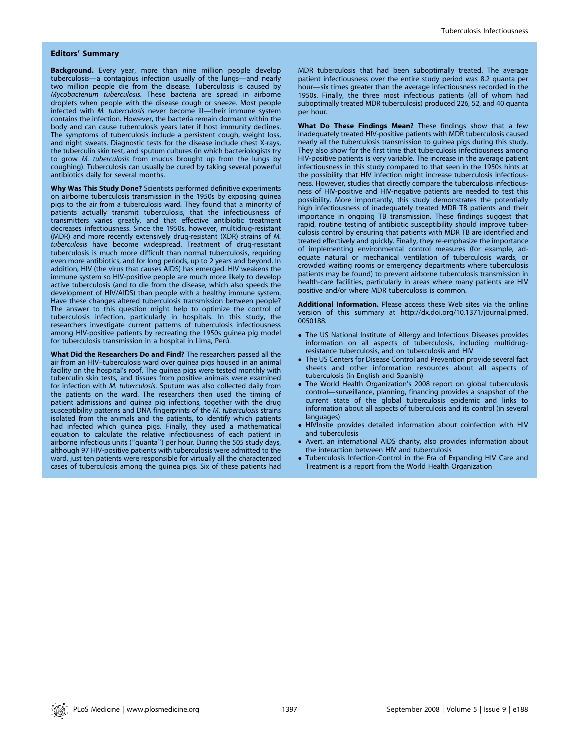## Editors' Summary

**Background.** Every year, more than nine million people develop tuberculosis—a contagious infection usually of the lungs—and nearly two million people die from the disease. Tuberculosis is caused by *Mycobacterium tuberculosis.* These bacteria are spread in airborne droplets when people with the disease cough or sneeze. Most people infected with *M. tuberculosis* never become ill—their immune system contains the infection. However, the bacteria remain dormant within the body and can cause tuberculosis years later if host immunity declines. The symptoms of tuberculosis include a persistent cough, weight loss, and night sweats. Diagnostic tests for the disease include chest X-rays, the tuberculin skin test, and sputum cultures (in which bacteriologists try to grow *M. tuberculosis* from mucus brought up from the lungs by coughing). Tuberculosis can usually be cured by taking several powerful antibiotics daily for several months.

**Why Was This Study Done?** Scientists performed definitive experiments on airborne tuberculosis transmission in the 1950s by exposing guinea pigs to the air from a tuberculosis ward. They found that a minority of patients actually transmit tuberculosis, that the infectiousness of transmitters varies greatly, and that effective antibiotic treatment decreases infectiousness. Since the 1950s, however, multidrug-resistant (MDR) and more recently extensively drug-resistant (XDR) strains of *M. tuberculosis* have become widespread. Treatment of drug-resistant tuberculosis is much more difficult than normal tuberculosis, requiring even more antibiotics, and for long periods, up to 2 years and beyond. In addition, HIV (the virus that causes AIDS) has emerged. HIV weakens the immune system so HIV-positive people are much more likely to develop active tuberculosis (and to die from the disease, which also speeds the development of HIV/AIDS) than people with a healthy immune system. Have these changes altered tuberculosis transmission between people? The answer to this question might help to optimize the control of tuberculosis infection, particularly in hospitals. In this study, the researchers investigate current patterns of tuberculosis infectiousness among HIV-positive patients by recreating the 1950s guinea pig model for tuberculosis transmission in a hospital in Lima, Perú.

**What Did the Researchers Do and Find?** The researchers passed all the air from an HIV–tuberculosis ward over guinea pigs housed in an animal facility on the hospital's roof. The guinea pigs were tested monthly with tuberculin skin tests, and tissues from positive animals were examined for infection with *M. tuberculosis*. Sputum was also collected daily from the patients on the ward. The researchers then used the timing of patient admissions and guinea pig infections, together with the drug susceptibility patterns and DNA fingerprints of the *M. tuberculosis* strains isolated from the animals and the patients, to identify which patients had infected which guinea pigs. Finally, they used a mathematical equation to calculate the relative infectiousness of each patient in airborne infectious units ("quanta") per hour. During the 505 study days, although 97 HIV-positive patients with tuberculosis were admitted to the ward, just ten patients were responsible for virtually all the characterized cases of tuberculosis among the guinea pigs. Six of these patients had MDR tuberculosis that had been suboptimally treated. The average patient infectiousness over the entire study period was 8.2 quanta per hour—six times greater than the average infectiousness recorded in the 1950s. Finally, the three most infectious patients (all of whom had suboptimally treated MDR tuberculosis) produced 226, 52, and 40 quanta per hour.

**What Do These Findings Mean?** These findings show that a few inadequately treated HIV-positive patients with MDR tuberculosis caused nearly all the tuberculosis transmission to guinea pigs during this study. They also show for the first time that tuberculosis infectiousness among HIV-positive patients is very variable. The increase in the average patient infectiousness in this study compared to that seen in the 1950s hints at the possibility that HIV infection might increase tuberculosis infectiousness. However, studies that directly compare the tuberculosis infectiousness of HIV-positive and HIV-negative patients are needed to test this possibility. More importantly, this study demonstrates the potentially high infectiousness of inadequately treated MDR TB patients and their importance in ongoing TB transmission. These findings suggest that rapid, routine testing of antibiotic susceptibility should improve tuberculosis control by ensuring that patients with MDR TB are identified and treated effectively and quickly. Finally, they re-emphasize the importance of implementing environmental control measures (for example, adequate natural or mechanical ventilation of tuberculosis wards, or crowded waiting rooms or emergency departments where tuberculosis patients may be found) to prevent airborne tuberculosis transmission in health-care facilities, particularly in areas where many patients are HIV positive and/or where MDR tuberculosis is common.

**Additional Information.** Please access these Web sites via the online version of this summary at http://dx.doi.org/10.1371/journal.pmed.0050188.

- The US National Institute of Allergy and Infectious Diseases provides information on all aspects of tuberculosis, including multidrug-resistance tuberculosis, and on tuberculosis and HIV
- The US Centers for Disease Control and Prevention provide several fact sheets and other information resources about all aspects of tuberculosis (in English and Spanish)
- The World Health Organization's 2008 report on global tuberculosis control—surveillance, planning, financing provides a snapshot of the current state of the global tuberculosis epidemic and links to information about all aspects of tuberculosis and its control (in several languages)
- HIVInsite provides detailed information about coinfection with HIV and tuberculosis
- Avert, an international AIDS charity, also provides information about the interaction between HIV and tuberculosis
- Tuberculosis Infection-Control in the Era of Expanding HIV Care and Treatment is a report from the World Health Organization